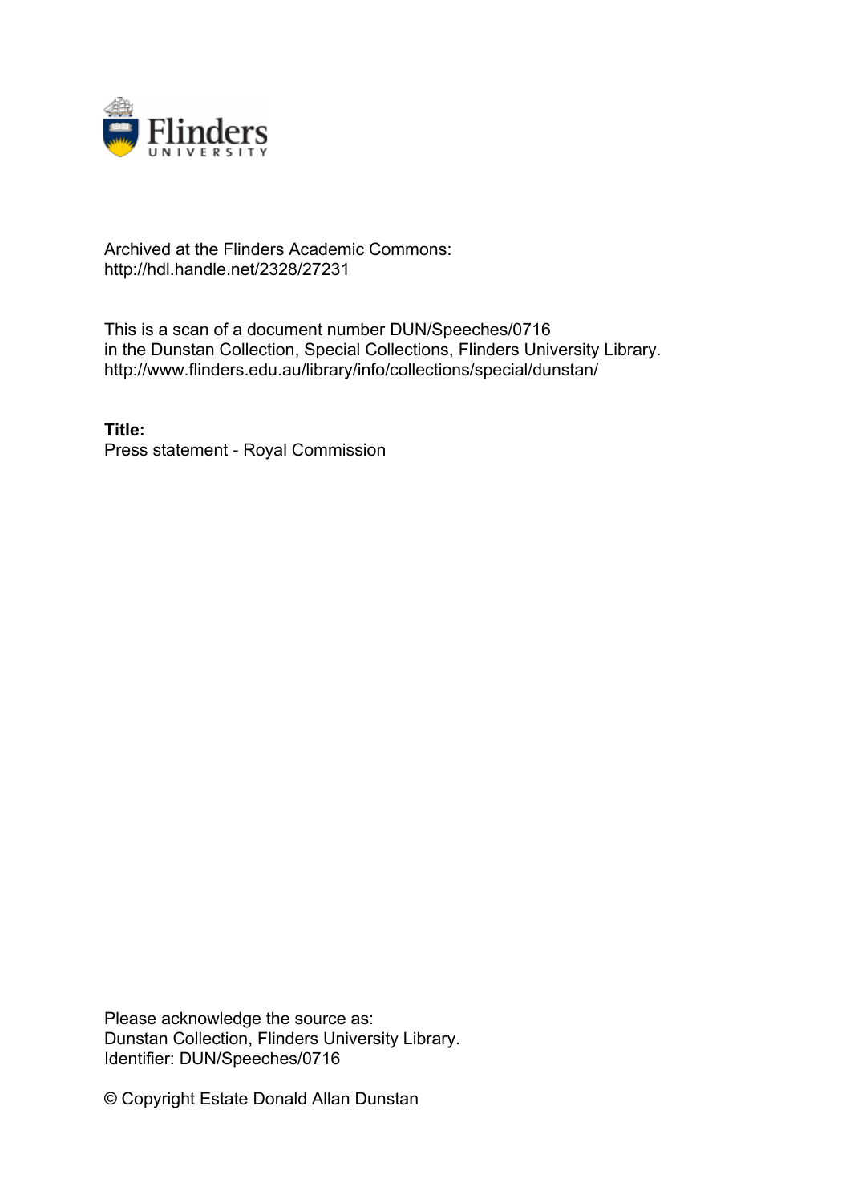Archived at the Flinders Academic Commons:
http://hdl.handle.net/2328/27231

This is a scan of a document number DUN/Speeches/0716
in the Dunstan Collection, Special Collections, Flinders University Library.
http://www.flinders.edu.au/library/info/collections/special/dunstan/

**Title:**
Press statement - Royal Commission

Please acknowledge the source as:
Dunstan Collection, Flinders University Library.
Identifier: DUN/Speeches/0716

© Copyright Estate Donald Allan Dunstan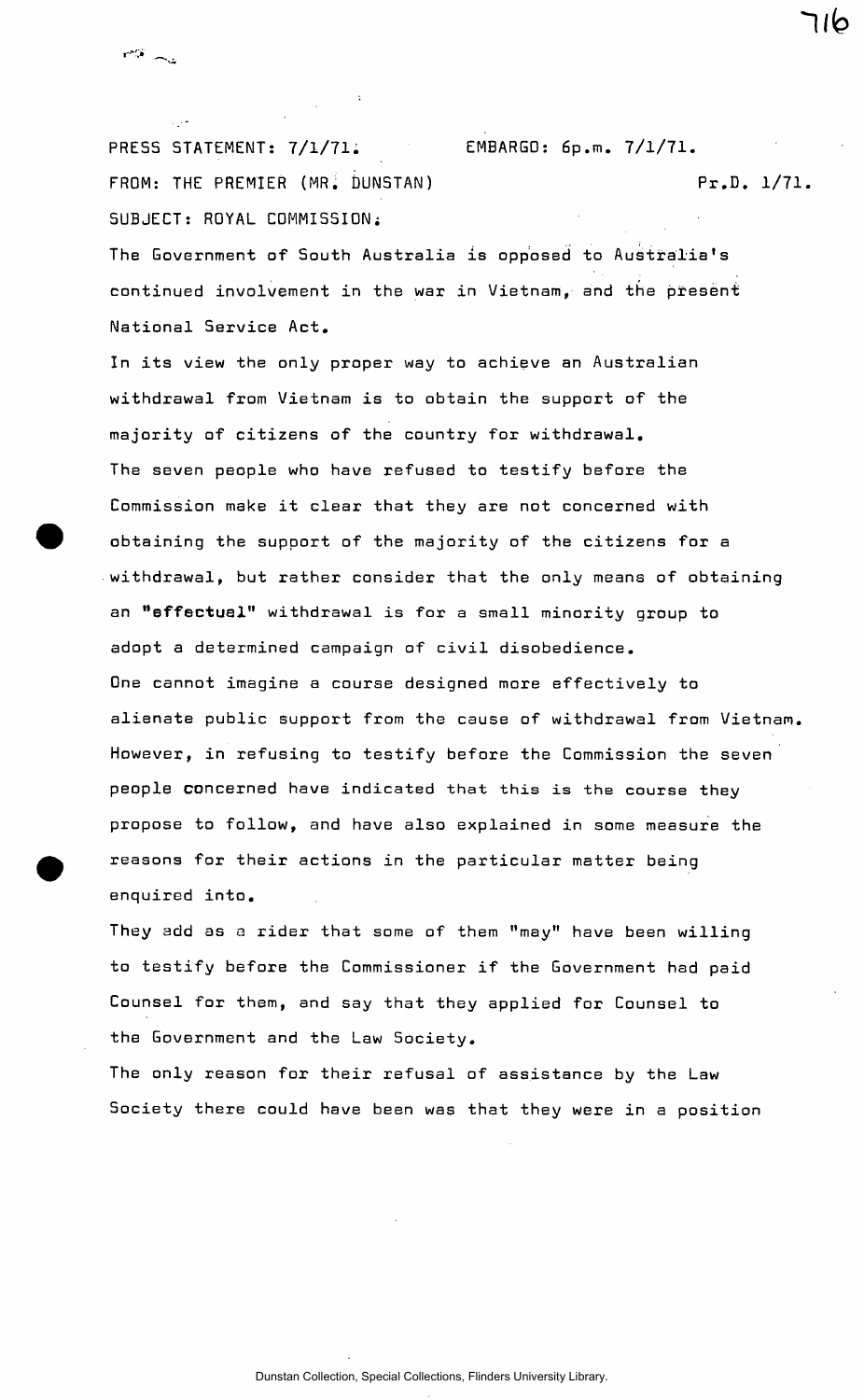PRESS STATEMENT: 7/1/71. EMBARGO: 6p.m. 7/1/71.

FROM: THE PREMIER (MR. DUNSTAN) Pr.D. 1/71.

SUBJECT: ROYAL COMMISSION.

The Government of South Australia is opposed to Australia's continued involvement in the war in Vietnam, and the present National Service Act.

In its view the only proper way to achieve an Australian withdrawal from Vietnam is to obtain the support of the majority of citizens of the country for withdrawal.

The seven people who have refused to testify before the Commission make it clear that they are not concerned with obtaining the support of the majority of the citizens for a withdrawal, but rather consider that the only means of obtaining an **"effectual"** withdrawal is for a small minority group to adopt a determined campaign of civil disobedience.

One cannot imagine a course designed more effectively to alienate public support from the cause of withdrawal from Vietnam. However, in refusing to testify before the Commission the seven people concerned have indicated that this is the course they propose to follow, and have also explained in some measure the reasons for their actions in the particular matter being enquired into.

They add as a rider that some of them "may" have been willing to testify before the Commissioner if the Government had paid Counsel for them, and say that they applied for Counsel to the Government and the Law Society.

The only reason for their refusal of assistance by the Law Society there could have been was that they were in a position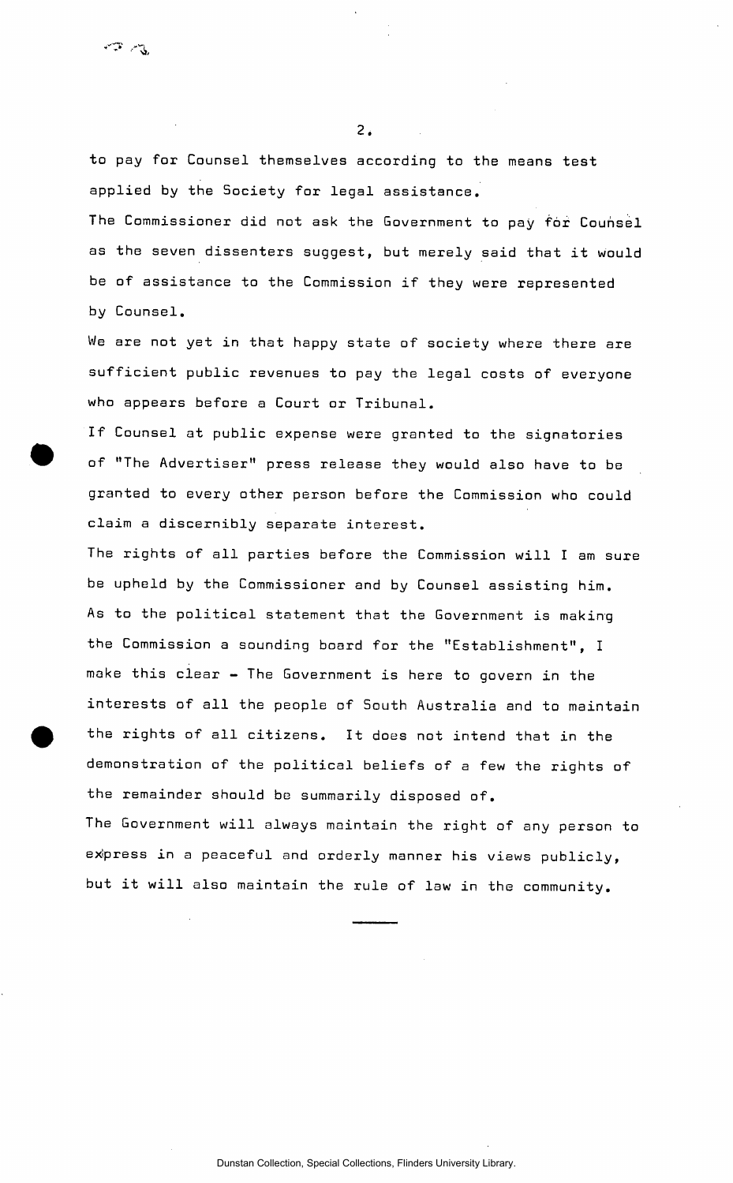to pay for Counsel themselves according to the means test applied by the Society for legal assistance.

The Commissioner did not ask the Government to pay for Counsel as the seven dissenters suggest, but merely said that it would be of assistance to the Commission if they were represented by Counsel.

We are not yet in that happy state of society where there are sufficient public revenues to pay the legal costs of everyone who appears before a Court or Tribunal.

If Counsel at public expense were granted to the signatories of "The Advertiser" press release they would also have to be granted to every other person before the Commission who could claim a discernibly separate interest.

The rights of all parties before the Commission will I am sure be upheld by the Commissioner and by Counsel assisting him.

As to the political statement that the Government is making the Commission a sounding board for the "Establishment", I make this clear - The Government is here to govern in the interests of all the people of South Australia and to maintain the rights of all citizens. It does not intend that in the demonstration of the political beliefs of a few the rights of the remainder should be summarily disposed of.

The Government will always maintain the right of any person to express in a peaceful and orderly manner his views publicly, but it will also maintain the rule of law in the community.

---

Dunstan Collection, Special Collections, Flinders University Library.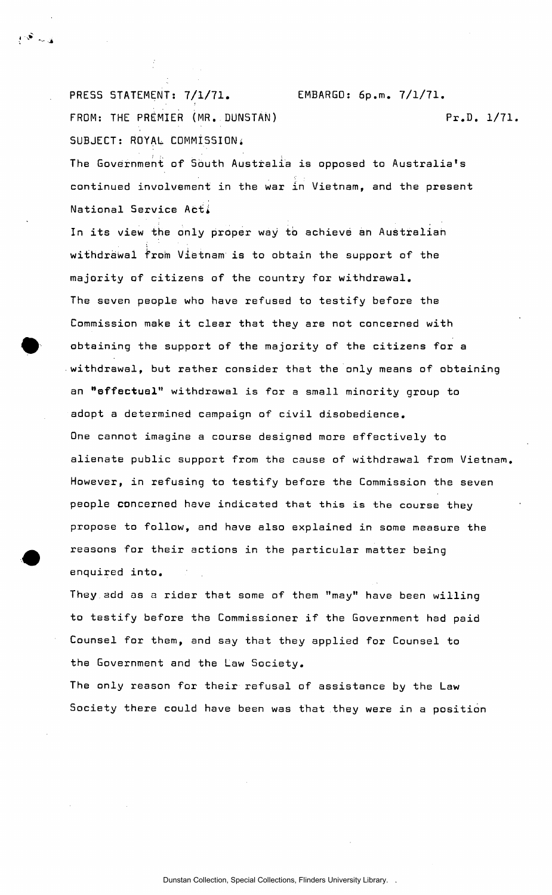PRESS STATEMENT: 7/1/71. EMBARGO: 6p.m. 7/1/71.

FROM: THE PREMIER (MR. DUNSTAN) Pr.D. 1/71.

SUBJECT: ROYAL COMMISSION.

The Government of South Australia is opposed to Australia's continued involvement in the war in Vietnam, and the present National Service Act.

In its view the only proper way to achieve an Australian withdrawal from Vietnam is to obtain the support of the majority of citizens of the country for withdrawal.

The seven people who have refused to testify before the Commission make it clear that they are not concerned with obtaining the support of the majority of the citizens for a withdrawal, but rather consider that the only means of obtaining an "effectual" withdrawal is for a small minority group to adopt a determined campaign of civil disobedience.

One cannot imagine a course designed more effectively to alienate public support from the cause of withdrawal from Vietnam. However, in refusing to testify before the Commission the seven people concerned have indicated that this is the course they propose to follow, and have also explained in some measure the reasons for their actions in the particular matter being enquired into.

They add as a rider that some of them "may" have been willing to testify before the Commissioner if the Government had paid Counsel for them, and say that they applied for Counsel to the Government and the Law Society.

The only reason for their refusal of assistance by the Law Society there could have been was that they were in a position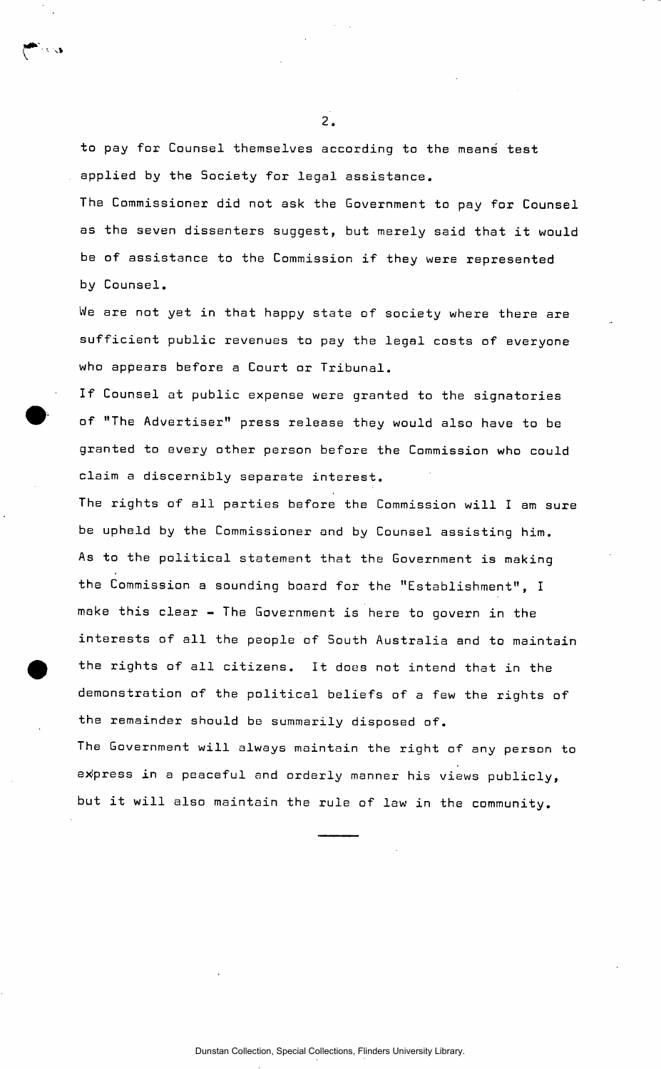to pay for Counsel themselves according to the means test applied by the Society for legal assistance.

The Commissioner did not ask the Government to pay for Counsel as the seven dissenters suggest, but merely said that it would be of assistance to the Commission if they were represented by Counsel.

We are not yet in that happy state of society where there are sufficient public revenues to pay the legal costs of everyone who appears before a Court or Tribunal.

If Counsel at public expense were granted to the signatories of "The Advertiser" press release they would also have to be granted to every other person before the Commission who could claim a discernibly separate interest.

The rights of all parties before the Commission will I am sure be upheld by the Commissioner and by Counsel assisting him.

As to the political statement that the Government is making the Commission a sounding board for the "Establishment", I make this clear - The Government is here to govern in the interests of all the people of South Australia and to maintain the rights of all citizens. It does not intend that in the demonstration of the political beliefs of a few the rights of the remainder should be summarily disposed of.

The Government will always maintain the right of any person to express in a peaceful and orderly manner his views publicly, but it will also maintain the rule of law in the community.

---

Dunstan Collection, Special Collections, Flinders University Library.